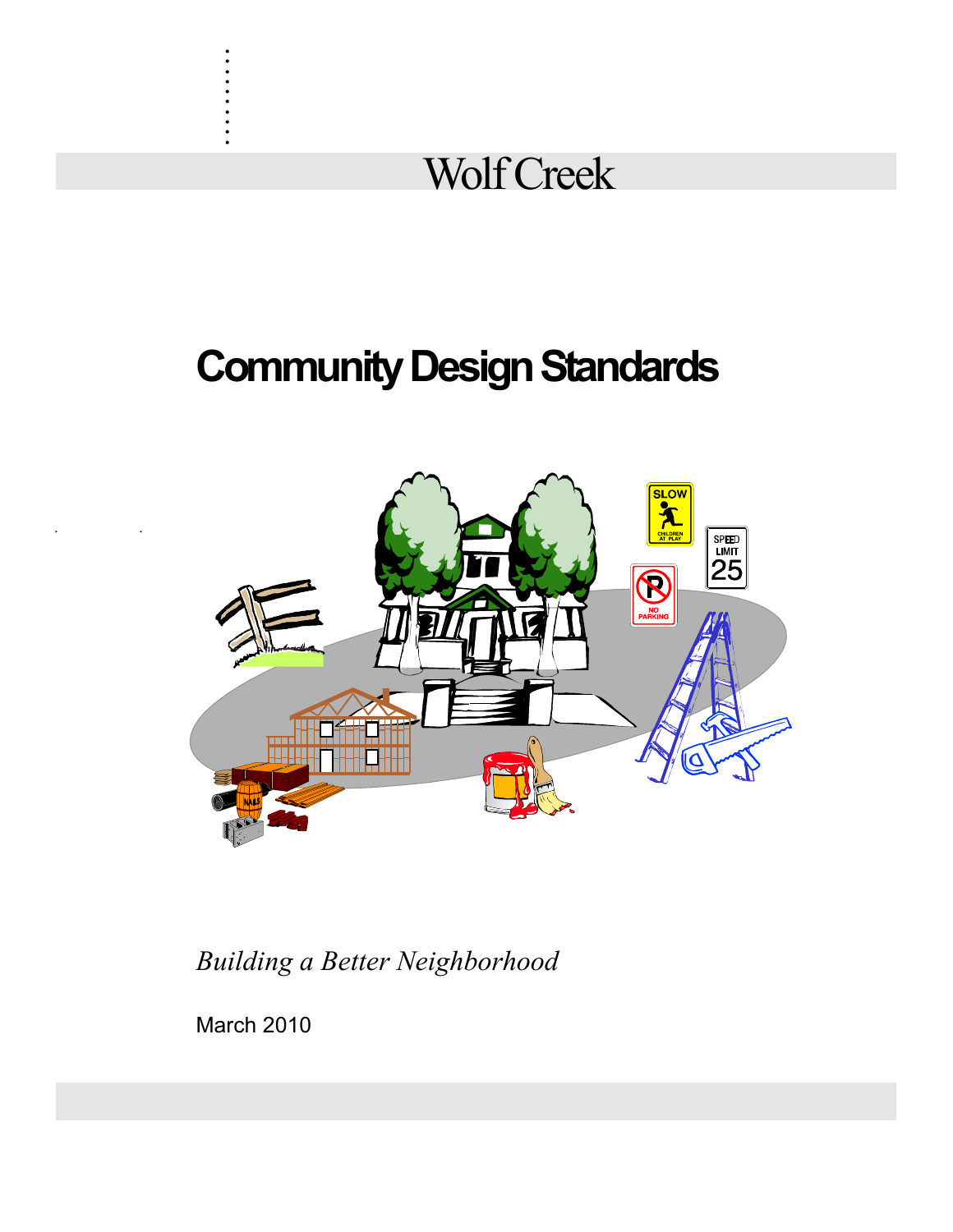# Wolf Creek

# Community Design Standards

*Building a Better Neighborhood*

March 2010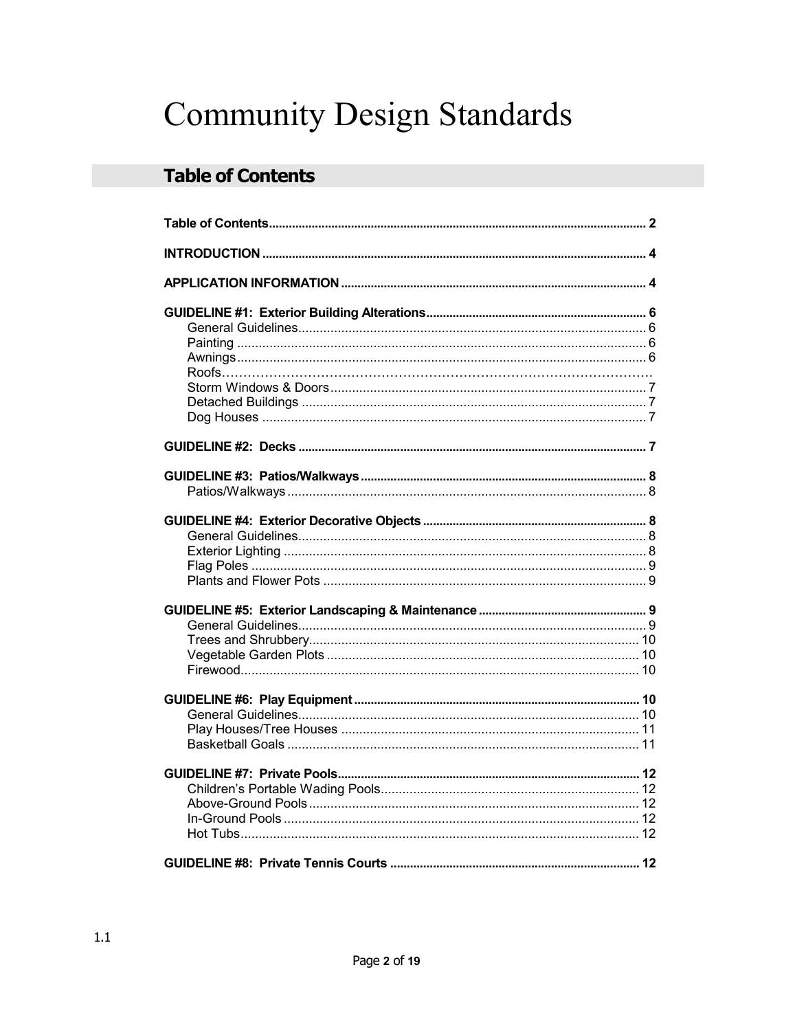# Community Design Standards

## Table of Contents

**Table of Contents** ........ 2

**INTRODUCTION** ........ 4

**APPLICATION INFORMATION** ........ 4

**GUIDELINE #1: Exterior Building Alterations** ........ 6
- General Guidelines ........ 6
- Painting ........ 6
- Awnings ........ 6
- Roofs ........
- Storm Windows & Doors ........ 7
- Detached Buildings ........ 7
- Dog Houses ........ 7

**GUIDELINE #2: Decks** ........ 7

**GUIDELINE #3: Patios/Walkways** ........ 8
- Patios/Walkways ........ 8

**GUIDELINE #4: Exterior Decorative Objects** ........ 8
- General Guidelines ........ 8
- Exterior Lighting ........ 8
- Flag Poles ........ 9
- Plants and Flower Pots ........ 9

**GUIDELINE #5: Exterior Landscaping & Maintenance** ........ 9
- General Guidelines ........ 9
- Trees and Shrubbery ........ 10
- Vegetable Garden Plots ........ 10
- Firewood ........ 10

**GUIDELINE #6: Play Equipment** ........ 10
- General Guidelines ........ 10
- Play Houses/Tree Houses ........ 11
- Basketball Goals ........ 11

**GUIDELINE #7: Private Pools** ........ 12
- Children's Portable Wading Pools ........ 12
- Above-Ground Pools ........ 12
- In-Ground Pools ........ 12
- Hot Tubs ........ 12

**GUIDELINE #8: Private Tennis Courts** ........ 12

1.1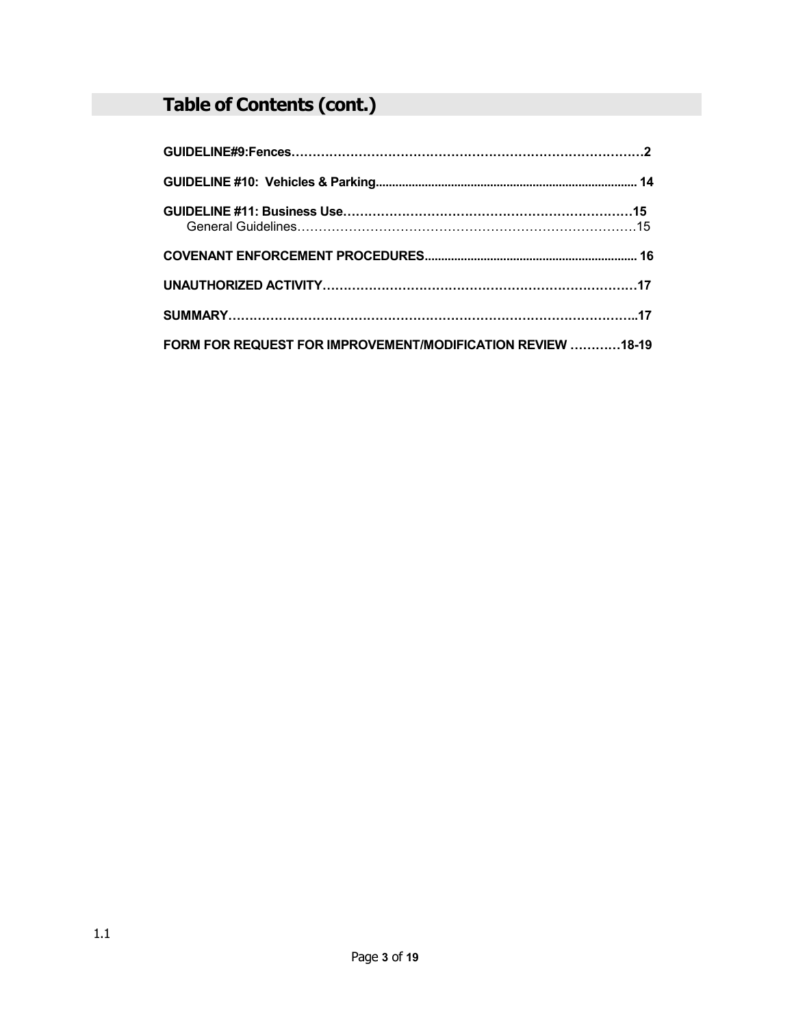## Table of Contents (cont.)

**GUIDELINE#9:Fences……………………………………………………………………………2**

**GUIDELINE #10: Vehicles & Parking..................................................................................... 14**

**GUIDELINE #11: Business Use……………………………………………………………15**
  General Guidelines…………………………………………………………………………15

**COVENANT ENFORCEMENT PROCEDURES................................................................... 16**

**UNAUTHORIZED ACTIVITY…………………………………………………………………17**

**SUMMARY……………………………………………………………………………………..17**

**FORM FOR REQUEST FOR IMPROVEMENT/MODIFICATION REVIEW …………18-19**

1.1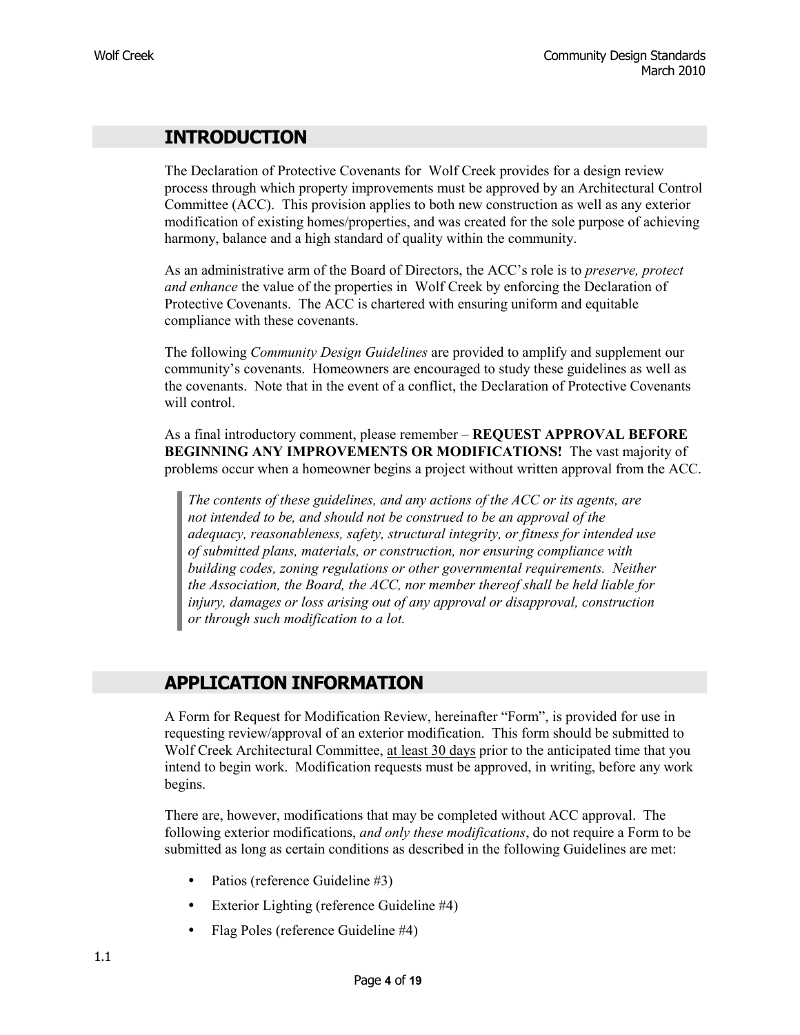## INTRODUCTION

The Declaration of Protective Covenants for Wolf Creek provides for a design review process through which property improvements must be approved by an Architectural Control Committee (ACC). This provision applies to both new construction as well as any exterior modification of existing homes/properties, and was created for the sole purpose of achieving harmony, balance and a high standard of quality within the community.

As an administrative arm of the Board of Directors, the ACC's role is to *preserve, protect and enhance* the value of the properties in Wolf Creek by enforcing the Declaration of Protective Covenants. The ACC is chartered with ensuring uniform and equitable compliance with these covenants.

The following *Community Design Guidelines* are provided to amplify and supplement our community's covenants. Homeowners are encouraged to study these guidelines as well as the covenants. Note that in the event of a conflict, the Declaration of Protective Covenants will control.

As a final introductory comment, please remember – **REQUEST APPROVAL BEFORE BEGINNING ANY IMPROVEMENTS OR MODIFICATIONS!** The vast majority of problems occur when a homeowner begins a project without written approval from the ACC.

> *The contents of these guidelines, and any actions of the ACC or its agents, are not intended to be, and should not be construed to be an approval of the adequacy, reasonableness, safety, structural integrity, or fitness for intended use of submitted plans, materials, or construction, nor ensuring compliance with building codes, zoning regulations or other governmental requirements. Neither the Association, the Board, the ACC, nor member thereof shall be held liable for injury, damages or loss arising out of any approval or disapproval, construction or through such modification to a lot.*

## APPLICATION INFORMATION

A Form for Request for Modification Review, hereinafter "Form", is provided for use in requesting review/approval of an exterior modification. This form should be submitted to Wolf Creek Architectural Committee, at least 30 days prior to the anticipated time that you intend to begin work. Modification requests must be approved, in writing, before any work begins.

There are, however, modifications that may be completed without ACC approval. The following exterior modifications, *and only these modifications*, do not require a Form to be submitted as long as certain conditions as described in the following Guidelines are met:

- Patios (reference Guideline #3)
- Exterior Lighting (reference Guideline #4)
- Flag Poles (reference Guideline #4)

1.1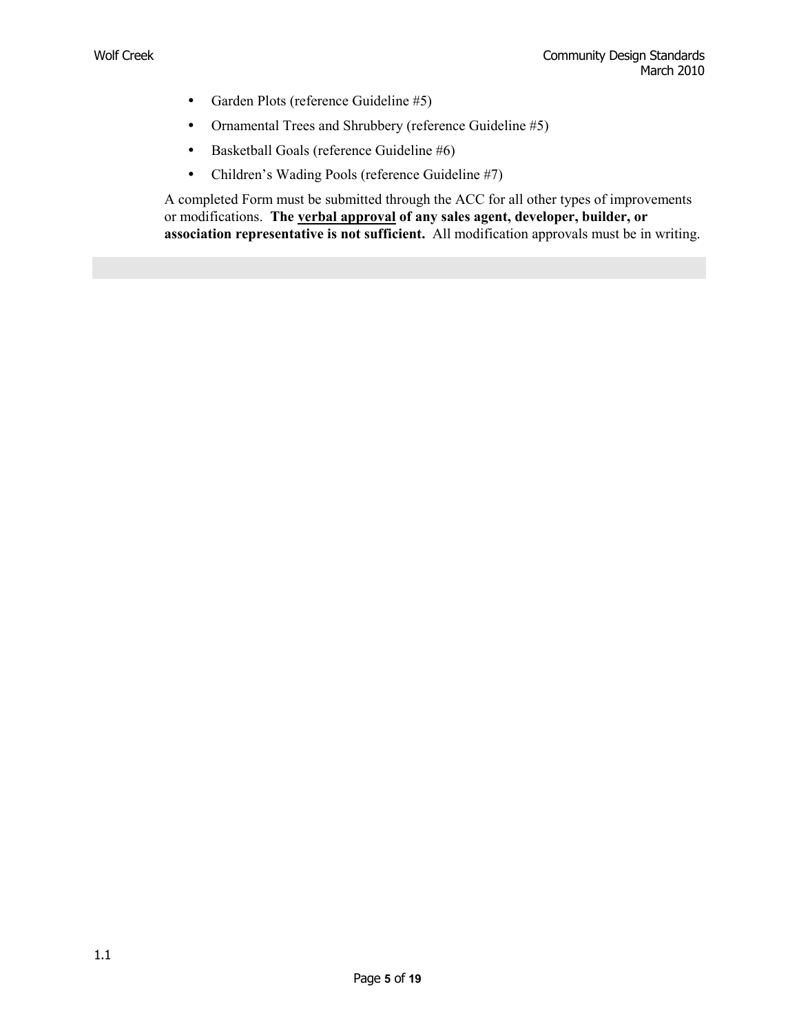- Garden Plots (reference Guideline #5)
- Ornamental Trees and Shrubbery (reference Guideline #5)
- Basketball Goals (reference Guideline #6)
- Children's Wading Pools (reference Guideline #7)

A completed Form must be submitted through the ACC for all other types of improvements or modifications. **The <u>verbal approval</u> of any sales agent, developer, builder, or association representative is not sufficient.** All modification approvals must be in writing.

1.1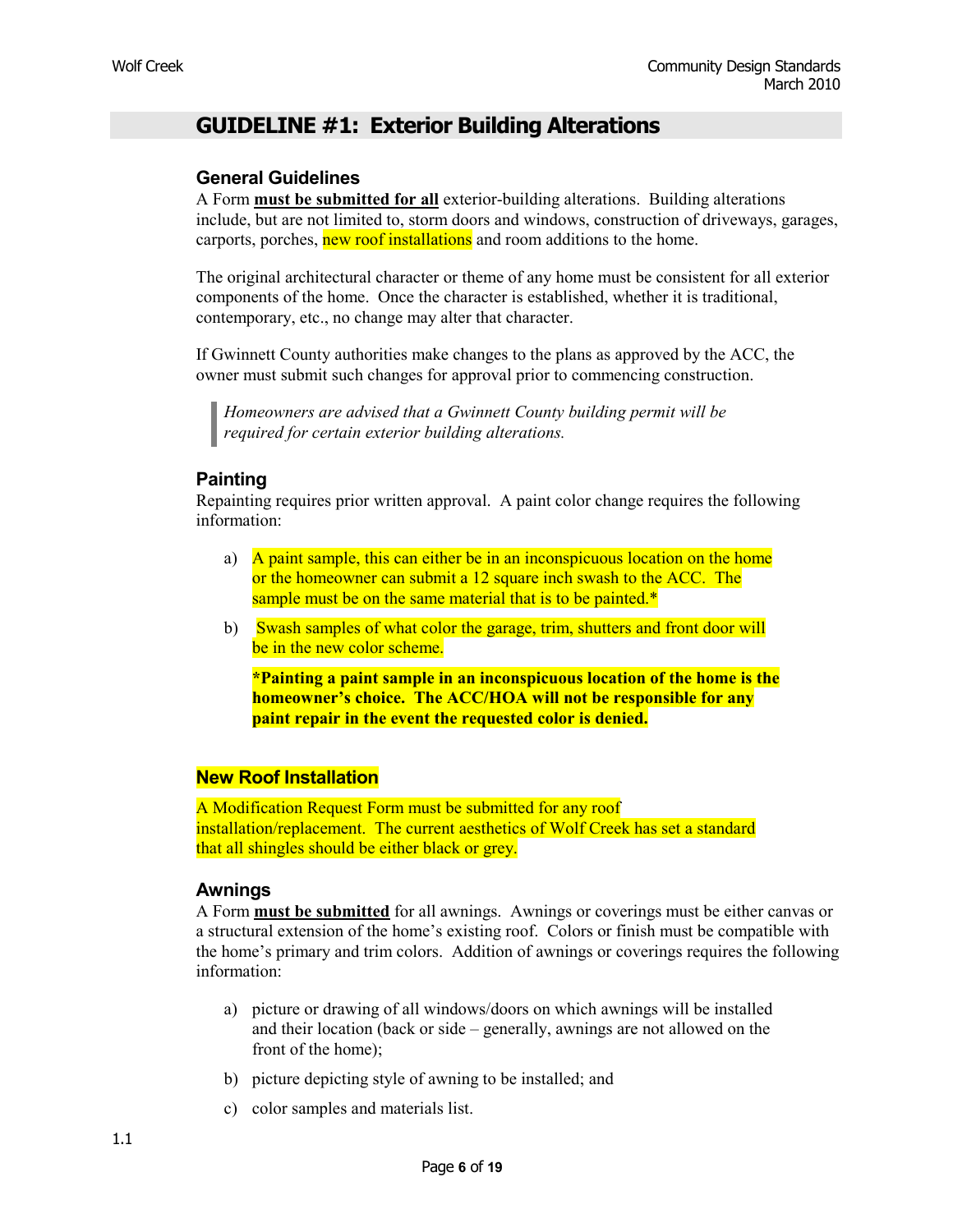# GUIDELINE #1: Exterior Building Alterations

## General Guidelines

A Form **must be submitted for all** exterior-building alterations. Building alterations include, but are not limited to, storm doors and windows, construction of driveways, garages, carports, porches, new roof installations and room additions to the home.

The original architectural character or theme of any home must be consistent for all exterior components of the home. Once the character is established, whether it is traditional, contemporary, etc., no change may alter that character.

If Gwinnett County authorities make changes to the plans as approved by the ACC, the owner must submit such changes for approval prior to commencing construction.

> *Homeowners are advised that a Gwinnett County building permit will be required for certain exterior building alterations.*

## Painting

Repainting requires prior written approval. A paint color change requires the following information:

a) A paint sample, this can either be in an inconspicuous location on the home or the homeowner can submit a 12 square inch swash to the ACC. The sample must be on the same material that is to be painted.*

b) Swash samples of what color the garage, trim, shutters and front door will be in the new color scheme.

**\*Painting a paint sample in an inconspicuous location of the home is the homeowner's choice. The ACC/HOA will not be responsible for any paint repair in the event the requested color is denied.**

## New Roof Installation

A Modification Request Form must be submitted for any roof installation/replacement. The current aesthetics of Wolf Creek has set a standard that all shingles should be either black or grey.

## Awnings

A Form **must be submitted** for all awnings. Awnings or coverings must be either canvas or a structural extension of the home's existing roof. Colors or finish must be compatible with the home's primary and trim colors. Addition of awnings or coverings requires the following information:

a) picture or drawing of all windows/doors on which awnings will be installed and their location (back or side – generally, awnings are not allowed on the front of the home);

b) picture depicting style of awning to be installed; and

c) color samples and materials list.

1.1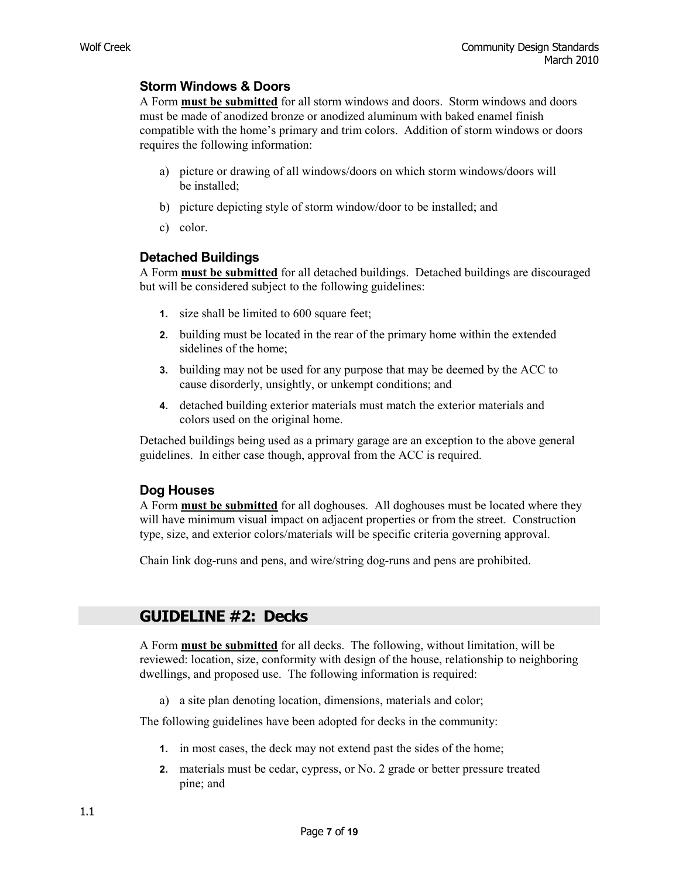### Storm Windows & Doors

A Form **must be submitted** for all storm windows and doors. Storm windows and doors must be made of anodized bronze or anodized aluminum with baked enamel finish compatible with the home's primary and trim colors. Addition of storm windows or doors requires the following information:

a) picture or drawing of all windows/doors on which storm windows/doors will be installed;

b) picture depicting style of storm window/door to be installed; and

c) color.

### Detached Buildings

A Form **must be submitted** for all detached buildings. Detached buildings are discouraged but will be considered subject to the following guidelines:

1. size shall be limited to 600 square feet;
2. building must be located in the rear of the primary home within the extended sidelines of the home;
3. building may not be used for any purpose that may be deemed by the ACC to cause disorderly, unsightly, or unkempt conditions; and
4. detached building exterior materials must match the exterior materials and colors used on the original home.

Detached buildings being used as a primary garage are an exception to the above general guidelines. In either case though, approval from the ACC is required.

### Dog Houses

A Form **must be submitted** for all doghouses. All doghouses must be located where they will have minimum visual impact on adjacent properties or from the street. Construction type, size, and exterior colors/materials will be specific criteria governing approval.

Chain link dog-runs and pens, and wire/string dog-runs and pens are prohibited.

## GUIDELINE #2: Decks

A Form **must be submitted** for all decks. The following, without limitation, will be reviewed: location, size, conformity with design of the house, relationship to neighboring dwellings, and proposed use. The following information is required:

a) a site plan denoting location, dimensions, materials and color;

The following guidelines have been adopted for decks in the community:

1. in most cases, the deck may not extend past the sides of the home;
2. materials must be cedar, cypress, or No. 2 grade or better pressure treated pine; and

1.1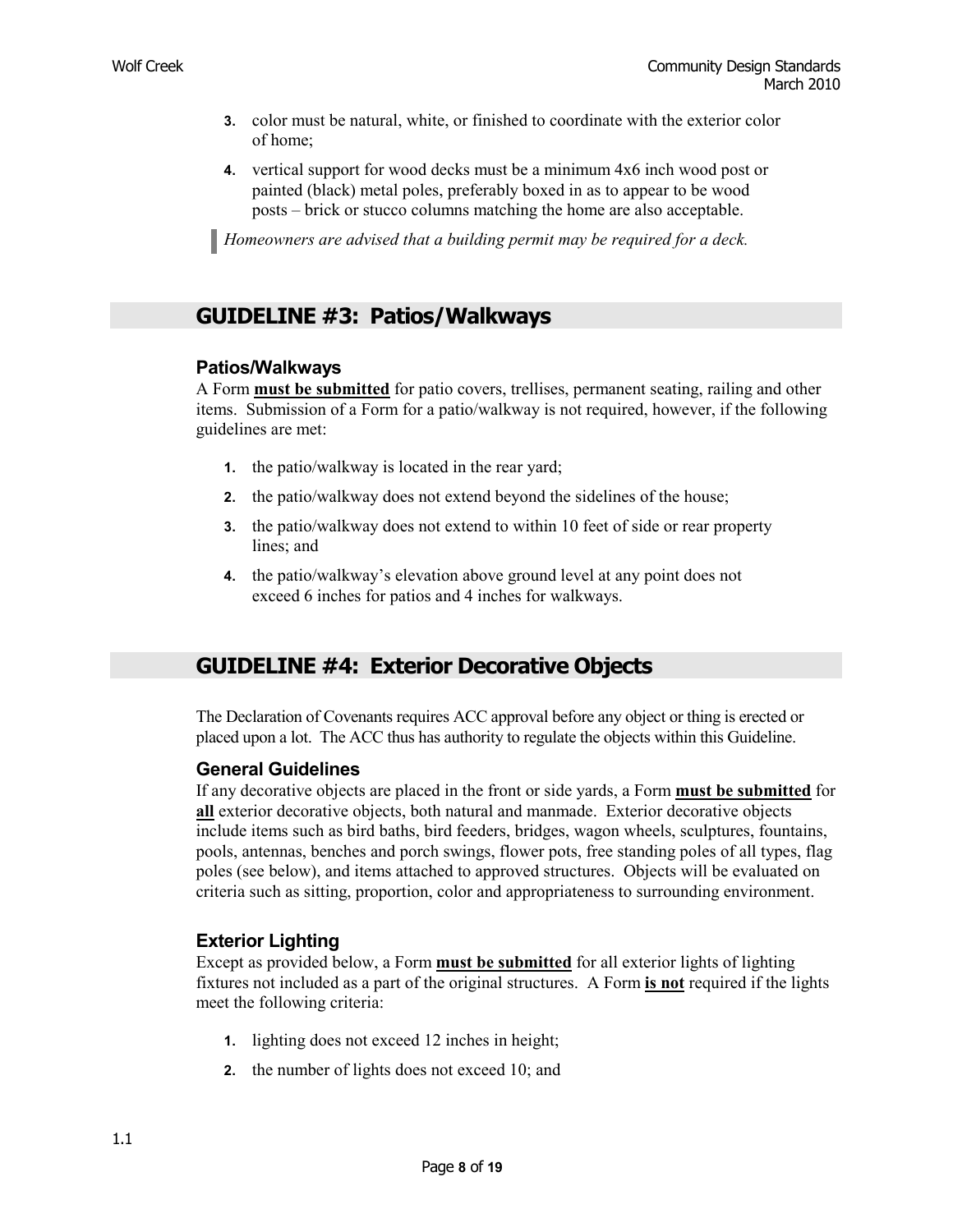3. color must be natural, white, or finished to coordinate with the exterior color of home;
4. vertical support for wood decks must be a minimum 4x6 inch wood post or painted (black) metal poles, preferably boxed in as to appear to be wood posts – brick or stucco columns matching the home are also acceptable.

> *Homeowners are advised that a building permit may be required for a deck.*

## GUIDELINE #3: Patios/Walkways

### Patios/Walkways

A Form **must be submitted** for patio covers, trellises, permanent seating, railing and other items. Submission of a Form for a patio/walkway is not required, however, if the following guidelines are met:

1. the patio/walkway is located in the rear yard;
2. the patio/walkway does not extend beyond the sidelines of the house;
3. the patio/walkway does not extend to within 10 feet of side or rear property lines; and
4. the patio/walkway's elevation above ground level at any point does not exceed 6 inches for patios and 4 inches for walkways.

## GUIDELINE #4: Exterior Decorative Objects

The Declaration of Covenants requires ACC approval before any object or thing is erected or placed upon a lot. The ACC thus has authority to regulate the objects within this Guideline.

### General Guidelines

If any decorative objects are placed in the front or side yards, a Form **must be submitted** for **all** exterior decorative objects, both natural and manmade. Exterior decorative objects include items such as bird baths, bird feeders, bridges, wagon wheels, sculptures, fountains, pools, antennas, benches and porch swings, flower pots, free standing poles of all types, flag poles (see below), and items attached to approved structures. Objects will be evaluated on criteria such as sitting, proportion, color and appropriateness to surrounding environment.

### Exterior Lighting

Except as provided below, a Form **must be submitted** for all exterior lights of lighting fixtures not included as a part of the original structures. A Form **is not** required if the lights meet the following criteria:

1. lighting does not exceed 12 inches in height;
2. the number of lights does not exceed 10; and

1.1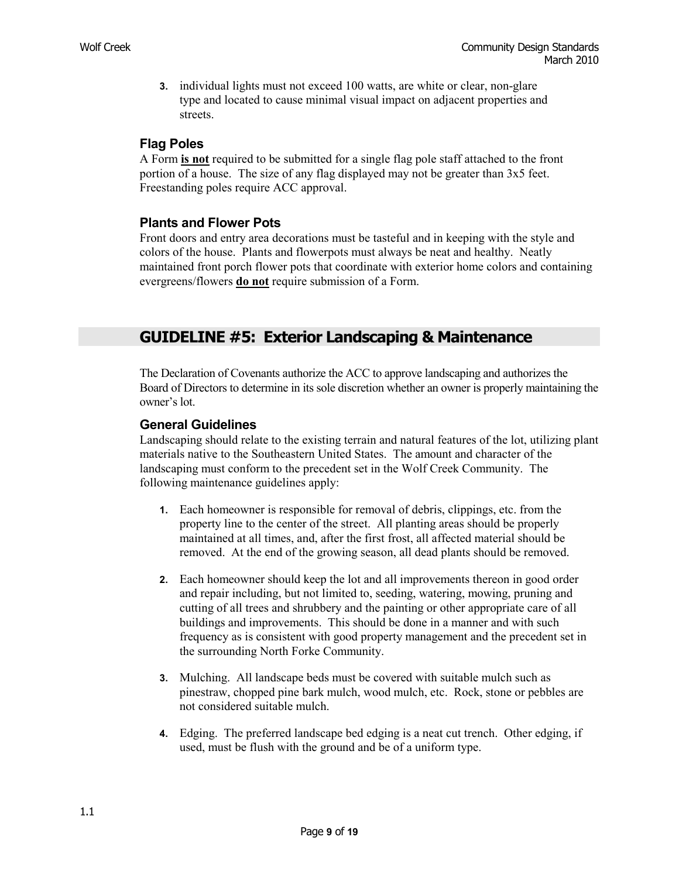3. individual lights must not exceed 100 watts, are white or clear, non-glare type and located to cause minimal visual impact on adjacent properties and streets.

### Flag Poles

A Form **is not** required to be submitted for a single flag pole staff attached to the front portion of a house. The size of any flag displayed may not be greater than 3x5 feet. Freestanding poles require ACC approval.

### Plants and Flower Pots

Front doors and entry area decorations must be tasteful and in keeping with the style and colors of the house. Plants and flowerpots must always be neat and healthy. Neatly maintained front porch flower pots that coordinate with exterior home colors and containing evergreens/flowers **do not** require submission of a Form.

## GUIDELINE #5: Exterior Landscaping & Maintenance

The Declaration of Covenants authorize the ACC to approve landscaping and authorizes the Board of Directors to determine in its sole discretion whether an owner is properly maintaining the owner's lot.

### General Guidelines

Landscaping should relate to the existing terrain and natural features of the lot, utilizing plant materials native to the Southeastern United States. The amount and character of the landscaping must conform to the precedent set in the Wolf Creek Community. The following maintenance guidelines apply:

1. Each homeowner is responsible for removal of debris, clippings, etc. from the property line to the center of the street. All planting areas should be properly maintained at all times, and, after the first frost, all affected material should be removed. At the end of the growing season, all dead plants should be removed.

2. Each homeowner should keep the lot and all improvements thereon in good order and repair including, but not limited to, seeding, watering, mowing, pruning and cutting of all trees and shrubbery and the painting or other appropriate care of all buildings and improvements. This should be done in a manner and with such frequency as is consistent with good property management and the precedent set in the surrounding North Forke Community.

3. Mulching. All landscape beds must be covered with suitable mulch such as pinestraw, chopped pine bark mulch, wood mulch, etc. Rock, stone or pebbles are not considered suitable mulch.

4. Edging. The preferred landscape bed edging is a neat cut trench. Other edging, if used, must be flush with the ground and be of a uniform type.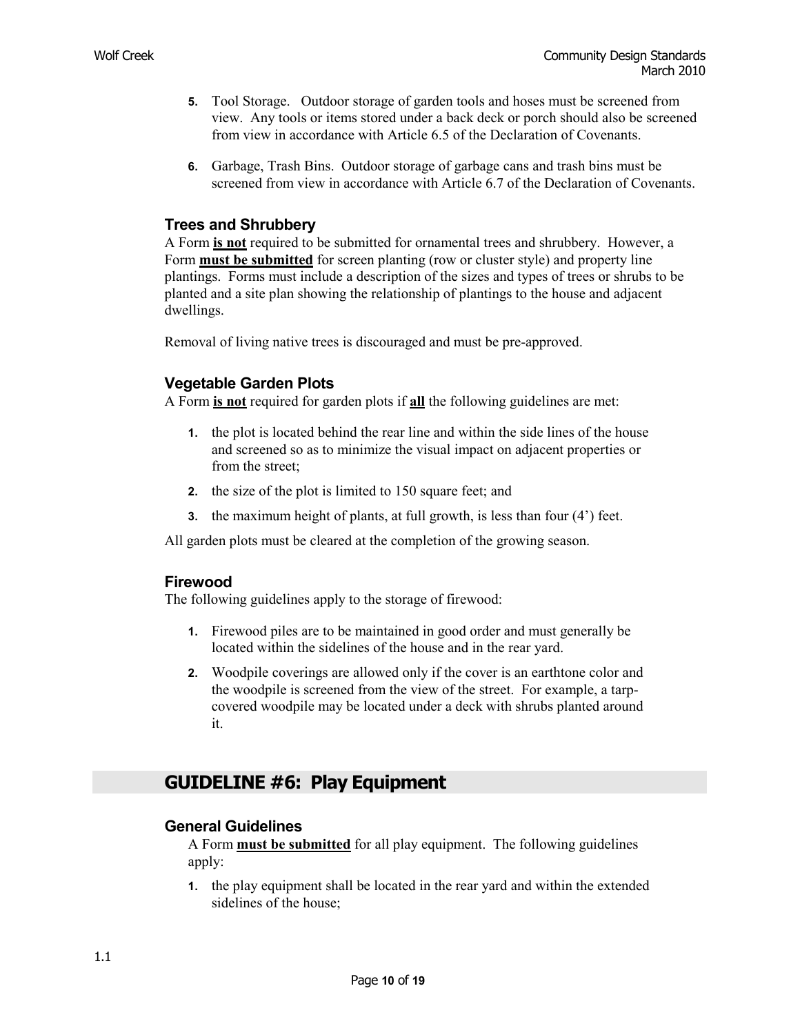5. Tool Storage. Outdoor storage of garden tools and hoses must be screened from view. Any tools or items stored under a back deck or porch should also be screened from view in accordance with Article 6.5 of the Declaration of Covenants.

6. Garbage, Trash Bins. Outdoor storage of garbage cans and trash bins must be screened from view in accordance with Article 6.7 of the Declaration of Covenants.

### Trees and Shrubbery

A Form **is not** required to be submitted for ornamental trees and shrubbery. However, a Form **must be submitted** for screen planting (row or cluster style) and property line plantings. Forms must include a description of the sizes and types of trees or shrubs to be planted and a site plan showing the relationship of plantings to the house and adjacent dwellings.

Removal of living native trees is discouraged and must be pre-approved.

### Vegetable Garden Plots

A Form **is not** required for garden plots if **all** the following guidelines are met:

1. the plot is located behind the rear line and within the side lines of the house and screened so as to minimize the visual impact on adjacent properties or from the street;
2. the size of the plot is limited to 150 square feet; and
3. the maximum height of plants, at full growth, is less than four (4') feet.

All garden plots must be cleared at the completion of the growing season.

### Firewood

The following guidelines apply to the storage of firewood:

1. Firewood piles are to be maintained in good order and must generally be located within the sidelines of the house and in the rear yard.
2. Woodpile coverings are allowed only if the cover is an earthtone color and the woodpile is screened from the view of the street. For example, a tarp-covered woodpile may be located under a deck with shrubs planted around it.

## GUIDELINE #6: Play Equipment

### General Guidelines

A Form **must be submitted** for all play equipment. The following guidelines apply:

1. the play equipment shall be located in the rear yard and within the extended sidelines of the house;

1.1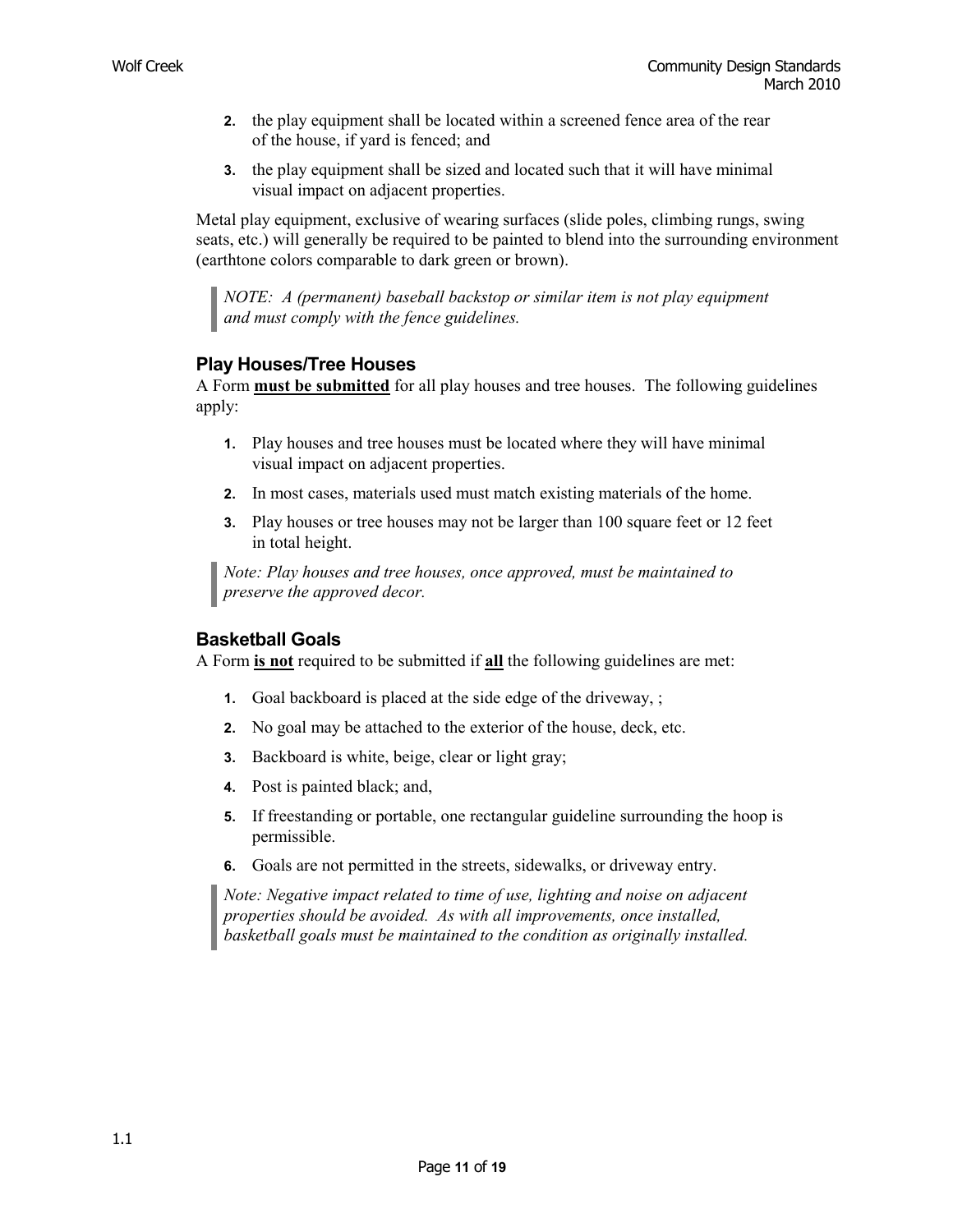2. the play equipment shall be located within a screened fence area of the rear of the house, if yard is fenced; and
3. the play equipment shall be sized and located such that it will have minimal visual impact on adjacent properties.

Metal play equipment, exclusive of wearing surfaces (slide poles, climbing rungs, swing seats, etc.) will generally be required to be painted to blend into the surrounding environment (earthtone colors comparable to dark green or brown).

> *NOTE: A (permanent) baseball backstop or similar item is not play equipment and must comply with the fence guidelines.*

### Play Houses/Tree Houses

A Form **must be submitted** for all play houses and tree houses. The following guidelines apply:

1. Play houses and tree houses must be located where they will have minimal visual impact on adjacent properties.
2. In most cases, materials used must match existing materials of the home.
3. Play houses or tree houses may not be larger than 100 square feet or 12 feet in total height.

> *Note: Play houses and tree houses, once approved, must be maintained to preserve the approved decor.*

### Basketball Goals

A Form **is not** required to be submitted if **all** the following guidelines are met:

1. Goal backboard is placed at the side edge of the driveway, ;
2. No goal may be attached to the exterior of the house, deck, etc.
3. Backboard is white, beige, clear or light gray;
4. Post is painted black; and,
5. If freestanding or portable, one rectangular guideline surrounding the hoop is permissible.
6. Goals are not permitted in the streets, sidewalks, or driveway entry.

> *Note: Negative impact related to time of use, lighting and noise on adjacent properties should be avoided. As with all improvements, once installed, basketball goals must be maintained to the condition as originally installed.*

1.1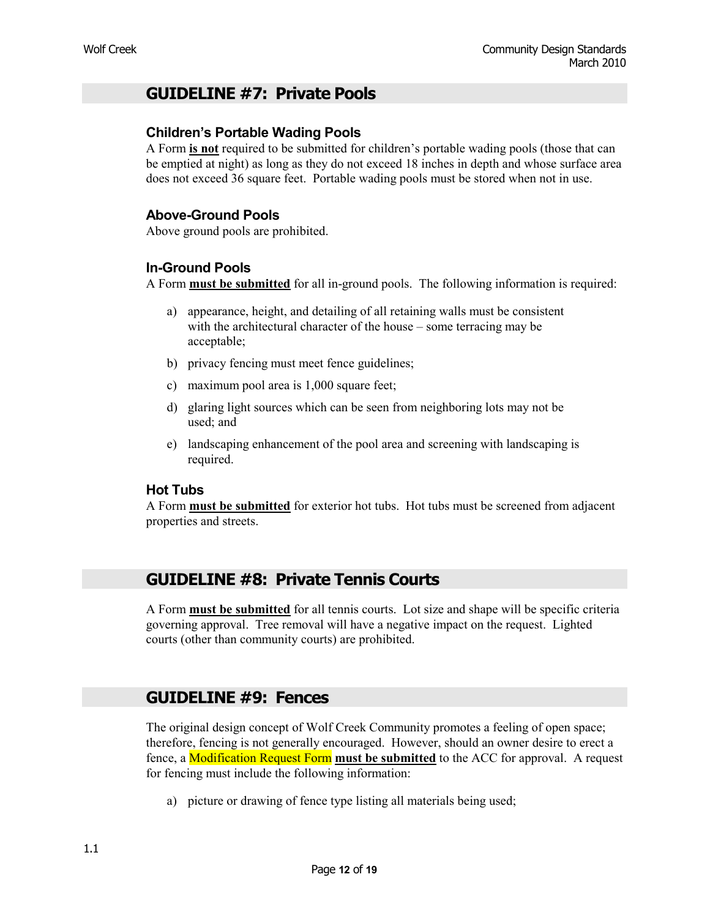## GUIDELINE #7: Private Pools

### Children's Portable Wading Pools

A Form **is not** required to be submitted for children's portable wading pools (those that can be emptied at night) as long as they do not exceed 18 inches in depth and whose surface area does not exceed 36 square feet. Portable wading pools must be stored when not in use.

### Above-Ground Pools

Above ground pools are prohibited.

### In-Ground Pools

A Form **must be submitted** for all in-ground pools. The following information is required:

a) appearance, height, and detailing of all retaining walls must be consistent with the architectural character of the house – some terracing may be acceptable;

b) privacy fencing must meet fence guidelines;

c) maximum pool area is 1,000 square feet;

d) glaring light sources which can be seen from neighboring lots may not be used; and

e) landscaping enhancement of the pool area and screening with landscaping is required.

### Hot Tubs

A Form **must be submitted** for exterior hot tubs. Hot tubs must be screened from adjacent properties and streets.

## GUIDELINE #8: Private Tennis Courts

A Form **must be submitted** for all tennis courts. Lot size and shape will be specific criteria governing approval. Tree removal will have a negative impact on the request. Lighted courts (other than community courts) are prohibited.

## GUIDELINE #9: Fences

The original design concept of Wolf Creek Community promotes a feeling of open space; therefore, fencing is not generally encouraged. However, should an owner desire to erect a fence, a Modification Request Form **must be submitted** to the ACC for approval. A request for fencing must include the following information:

a) picture or drawing of fence type listing all materials being used;

1.1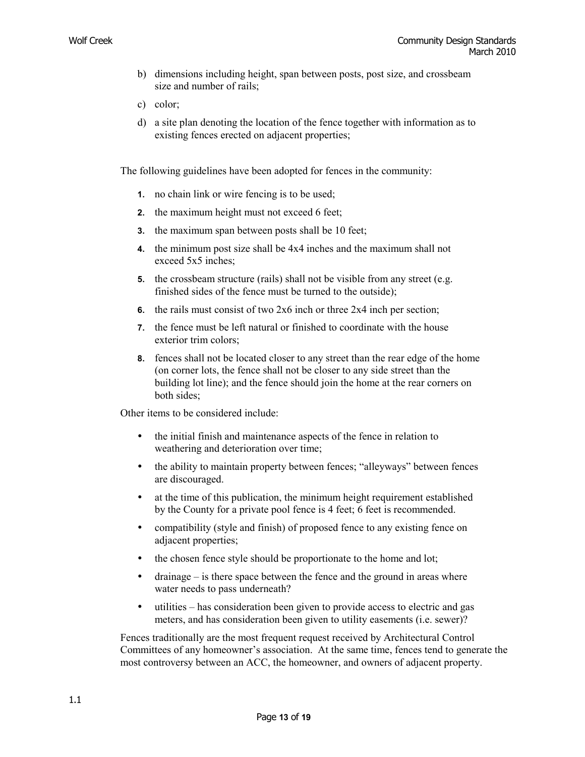b) dimensions including height, span between posts, post size, and crossbeam size and number of rails;

c) color;

d) a site plan denoting the location of the fence together with information as to existing fences erected on adjacent properties;

The following guidelines have been adopted for fences in the community:

1. no chain link or wire fencing is to be used;
2. the maximum height must not exceed 6 feet;
3. the maximum span between posts shall be 10 feet;
4. the minimum post size shall be 4x4 inches and the maximum shall not exceed 5x5 inches;
5. the crossbeam structure (rails) shall not be visible from any street (e.g. finished sides of the fence must be turned to the outside);
6. the rails must consist of two 2x6 inch or three 2x4 inch per section;
7. the fence must be left natural or finished to coordinate with the house exterior trim colors;
8. fences shall not be located closer to any street than the rear edge of the home (on corner lots, the fence shall not be closer to any side street than the building lot line); and the fence should join the home at the rear corners on both sides;

Other items to be considered include:

- the initial finish and maintenance aspects of the fence in relation to weathering and deterioration over time;
- the ability to maintain property between fences; "alleyways" between fences are discouraged.
- at the time of this publication, the minimum height requirement established by the County for a private pool fence is 4 feet; 6 feet is recommended.
- compatibility (style and finish) of proposed fence to any existing fence on adjacent properties;
- the chosen fence style should be proportionate to the home and lot;
- drainage – is there space between the fence and the ground in areas where water needs to pass underneath?
- utilities – has consideration been given to provide access to electric and gas meters, and has consideration been given to utility easements (i.e. sewer)?

Fences traditionally are the most frequent request received by Architectural Control Committees of any homeowner's association. At the same time, fences tend to generate the most controversy between an ACC, the homeowner, and owners of adjacent property.

1.1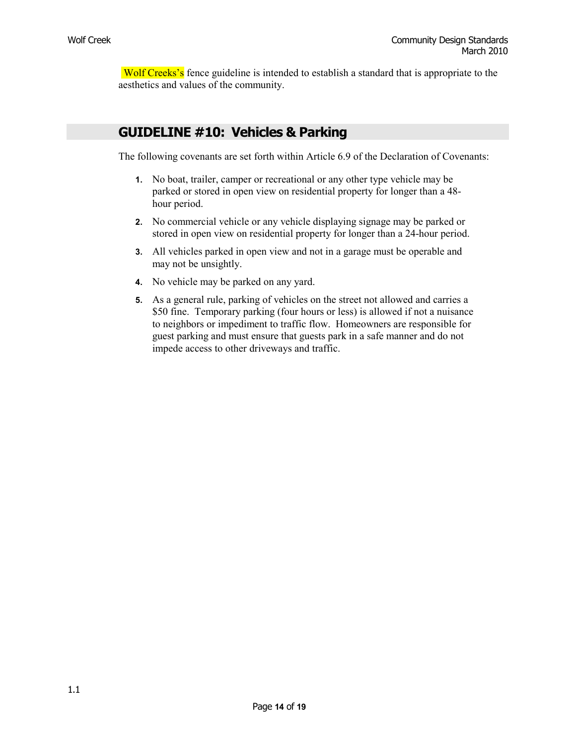Wolf Creeks's fence guideline is intended to establish a standard that is appropriate to the aesthetics and values of the community.

## GUIDELINE #10: Vehicles & Parking

The following covenants are set forth within Article 6.9 of the Declaration of Covenants:

1. No boat, trailer, camper or recreational or any other type vehicle may be parked or stored in open view on residential property for longer than a 48-hour period.
2. No commercial vehicle or any vehicle displaying signage may be parked or stored in open view on residential property for longer than a 24-hour period.
3. All vehicles parked in open view and not in a garage must be operable and may not be unsightly.
4. No vehicle may be parked on any yard.
5. As a general rule, parking of vehicles on the street not allowed and carries a $50 fine. Temporary parking (four hours or less) is allowed if not a nuisance to neighbors or impediment to traffic flow. Homeowners are responsible for guest parking and must ensure that guests park in a safe manner and do not impede access to other driveways and traffic.

1.1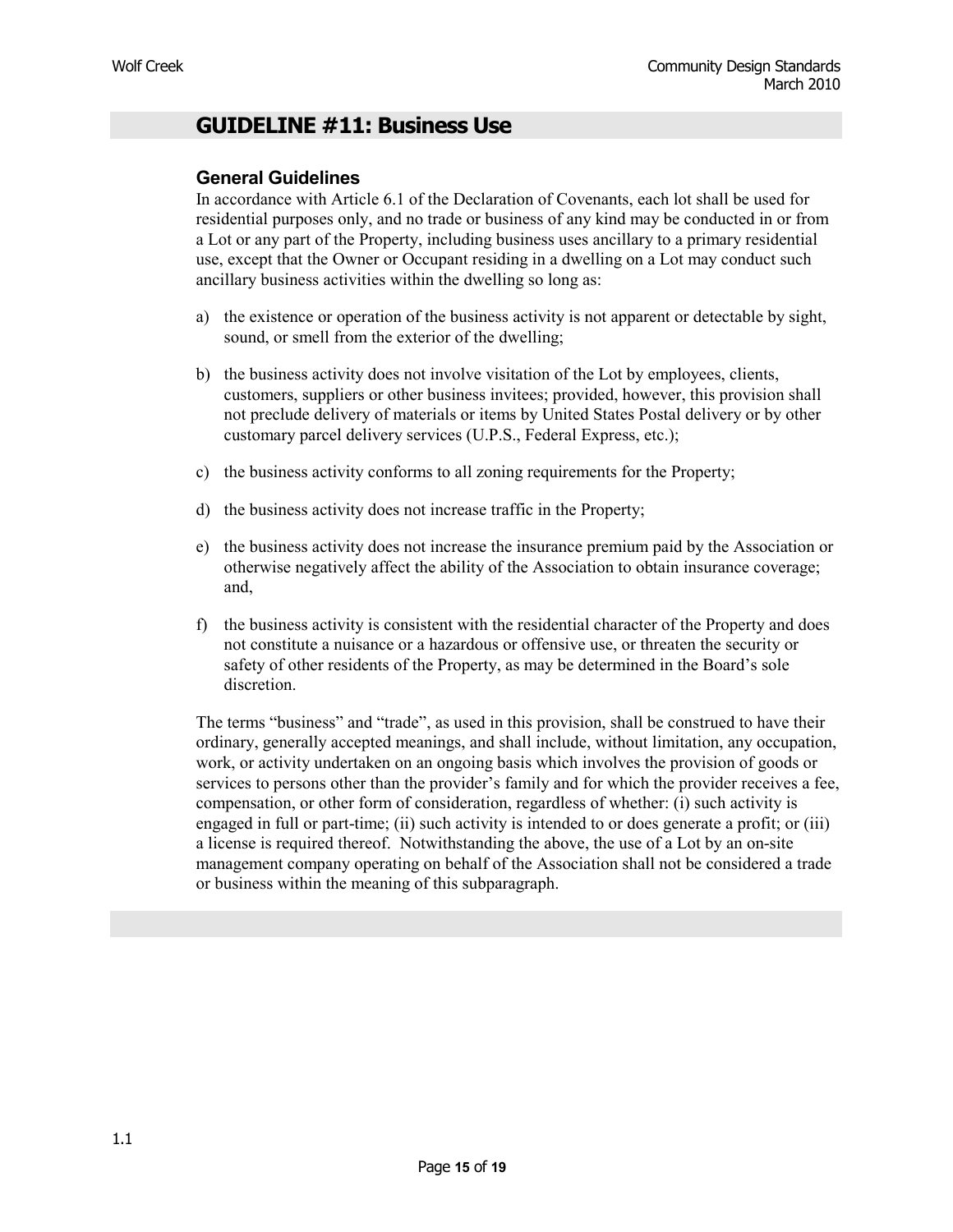# GUIDELINE #11: Business Use

## General Guidelines

In accordance with Article 6.1 of the Declaration of Covenants, each lot shall be used for residential purposes only, and no trade or business of any kind may be conducted in or from a Lot or any part of the Property, including business uses ancillary to a primary residential use, except that the Owner or Occupant residing in a dwelling on a Lot may conduct such ancillary business activities within the dwelling so long as:

a) the existence or operation of the business activity is not apparent or detectable by sight, sound, or smell from the exterior of the dwelling;

b) the business activity does not involve visitation of the Lot by employees, clients, customers, suppliers or other business invitees; provided, however, this provision shall not preclude delivery of materials or items by United States Postal delivery or by other customary parcel delivery services (U.P.S., Federal Express, etc.);

c) the business activity conforms to all zoning requirements for the Property;

d) the business activity does not increase traffic in the Property;

e) the business activity does not increase the insurance premium paid by the Association or otherwise negatively affect the ability of the Association to obtain insurance coverage; and,

f) the business activity is consistent with the residential character of the Property and does not constitute a nuisance or a hazardous or offensive use, or threaten the security or safety of other residents of the Property, as may be determined in the Board's sole discretion.

The terms "business" and "trade", as used in this provision, shall be construed to have their ordinary, generally accepted meanings, and shall include, without limitation, any occupation, work, or activity undertaken on an ongoing basis which involves the provision of goods or services to persons other than the provider's family and for which the provider receives a fee, compensation, or other form of consideration, regardless of whether: (i) such activity is engaged in full or part-time; (ii) such activity is intended to or does generate a profit; or (iii) a license is required thereof. Notwithstanding the above, the use of a Lot by an on-site management company operating on behalf of the Association shall not be considered a trade or business within the meaning of this subparagraph.

1.1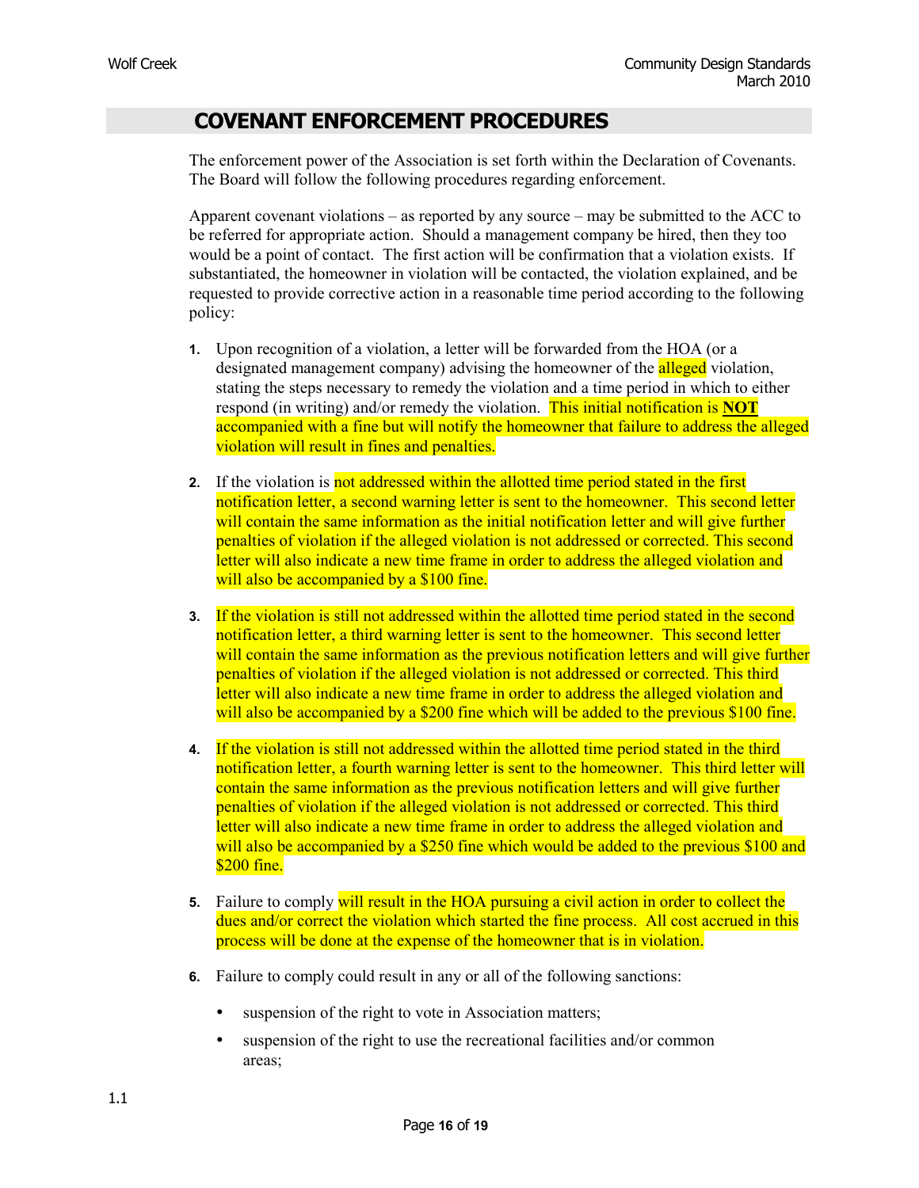## COVENANT ENFORCEMENT PROCEDURES

The enforcement power of the Association is set forth within the Declaration of Covenants. The Board will follow the following procedures regarding enforcement.

Apparent covenant violations – as reported by any source – may be submitted to the ACC to be referred for appropriate action. Should a management company be hired, then they too would be a point of contact. The first action will be confirmation that a violation exists. If substantiated, the homeowner in violation will be contacted, the violation explained, and be requested to provide corrective action in a reasonable time period according to the following policy:

1. Upon recognition of a violation, a letter will be forwarded from the HOA (or a designated management company) advising the homeowner of the alleged violation, stating the steps necessary to remedy the violation and a time period in which to either respond (in writing) and/or remedy the violation. This initial notification is **NOT** accompanied with a fine but will notify the homeowner that failure to address the alleged violation will result in fines and penalties.

2. If the violation is not addressed within the allotted time period stated in the first notification letter, a second warning letter is sent to the homeowner. This second letter will contain the same information as the initial notification letter and will give further penalties of violation if the alleged violation is not addressed or corrected. This second letter will also indicate a new time frame in order to address the alleged violation and will also be accompanied by a $100 fine.

3. If the violation is still not addressed within the allotted time period stated in the second notification letter, a third warning letter is sent to the homeowner. This second letter will contain the same information as the previous notification letters and will give further penalties of violation if the alleged violation is not addressed or corrected. This third letter will also indicate a new time frame in order to address the alleged violation and will also be accompanied by a $200 fine which will be added to the previous $100 fine.

4. If the violation is still not addressed within the allotted time period stated in the third notification letter, a fourth warning letter is sent to the homeowner. This third letter will contain the same information as the previous notification letters and will give further penalties of violation if the alleged violation is not addressed or corrected. This third letter will also indicate a new time frame in order to address the alleged violation and will also be accompanied by a $250 fine which would be added to the previous $100 and $200 fine.

5. Failure to comply will result in the HOA pursuing a civil action in order to collect the dues and/or correct the violation which started the fine process. All cost accrued in this process will be done at the expense of the homeowner that is in violation.

6. Failure to comply could result in any or all of the following sanctions:

   - suspension of the right to vote in Association matters;
   - suspension of the right to use the recreational facilities and/or common areas;

1.1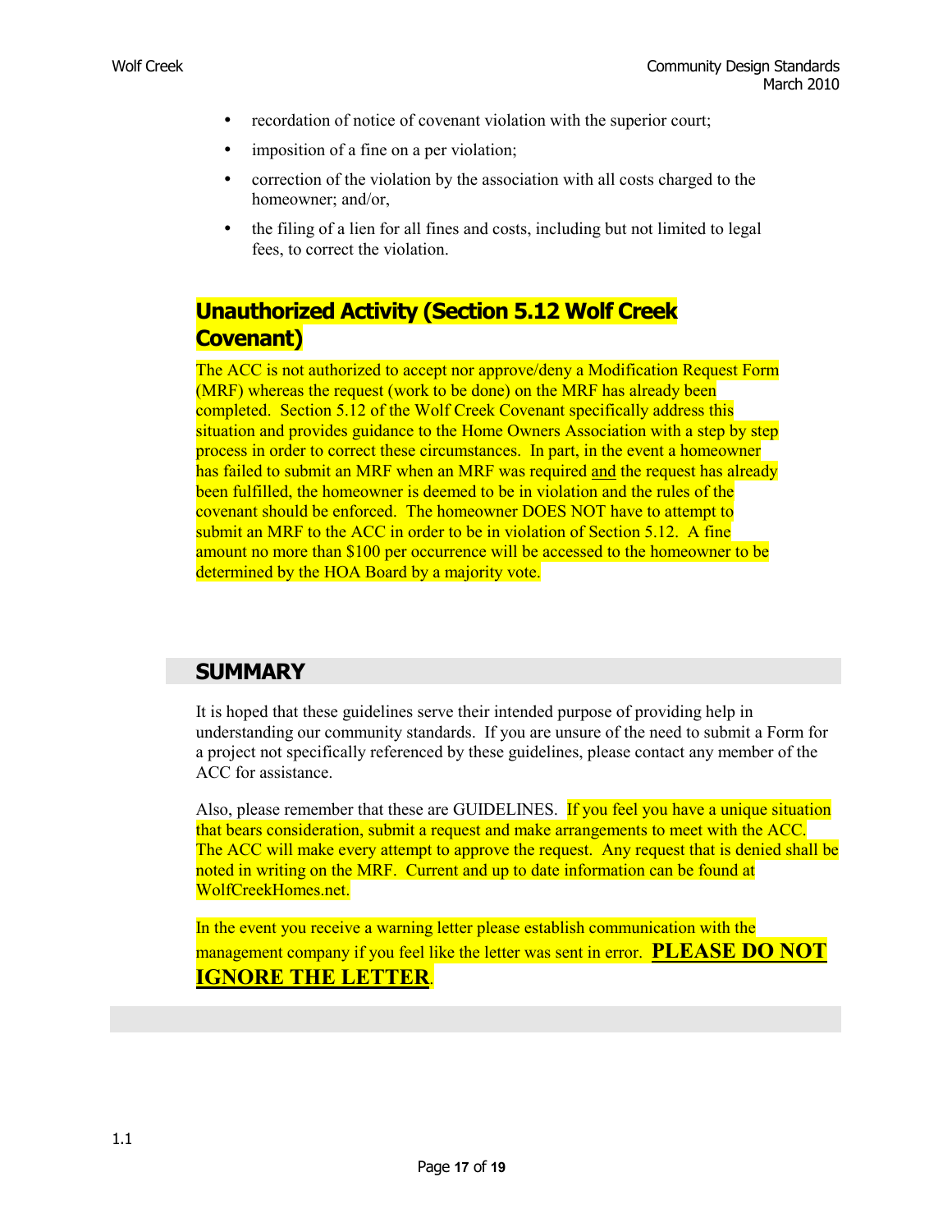- recordation of notice of covenant violation with the superior court;
- imposition of a fine on a per violation;
- correction of the violation by the association with all costs charged to the homeowner; and/or,
- the filing of a lien for all fines and costs, including but not limited to legal fees, to correct the violation.

## Unauthorized Activity (Section 5.12 Wolf Creek Covenant)

The ACC is not authorized to accept nor approve/deny a Modification Request Form (MRF) whereas the request (work to be done) on the MRF has already been completed. Section 5.12 of the Wolf Creek Covenant specifically address this situation and provides guidance to the Home Owners Association with a step by step process in order to correct these circumstances. In part, in the event a homeowner has failed to submit an MRF when an MRF was required <u>and</u> the request has already been fulfilled, the homeowner is deemed to be in violation and the rules of the covenant should be enforced. The homeowner DOES NOT have to attempt to submit an MRF to the ACC in order to be in violation of Section 5.12. A fine amount no more than $100 per occurrence will be accessed to the homeowner to be determined by the HOA Board by a majority vote.

## SUMMARY

It is hoped that these guidelines serve their intended purpose of providing help in understanding our community standards. If you are unsure of the need to submit a Form for a project not specifically referenced by these guidelines, please contact any member of the ACC for assistance.

Also, please remember that these are GUIDELINES. If you feel you have a unique situation that bears consideration, submit a request and make arrangements to meet with the ACC. The ACC will make every attempt to approve the request. Any request that is denied shall be noted in writing on the MRF. Current and up to date information can be found at WolfCreekHomes.net.

In the event you receive a warning letter please establish communication with the management company if you feel like the letter was sent in error. **<u>PLEASE DO NOT IGNORE THE LETTER</u>**.

1.1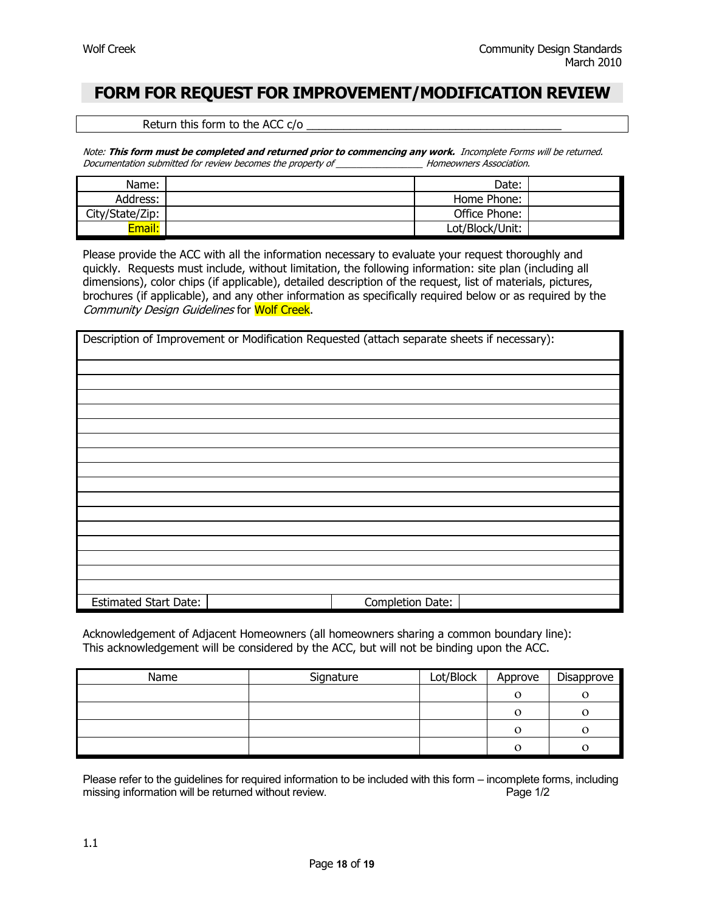# FORM FOR REQUEST FOR IMPROVEMENT/MODIFICATION REVIEW

Return this form to the ACC c/o ________________________________________

*Note: **This form must be completed and returned prior to commencing any work.** Incomplete Forms will be returned. Documentation submitted for review becomes the property of ________________ Homeowners Association.*

| Name: | | Date: | |
|---|---|---|---|
| Address: | | Home Phone: | |
| City/State/Zip: | | Office Phone: | |
| Email: | | Lot/Block/Unit: | |

Please provide the ACC with all the information necessary to evaluate your request thoroughly and quickly. Requests must include, without limitation, the following information: site plan (including all dimensions), color chips (if applicable), detailed description of the request, list of materials, pictures, brochures (if applicable), and any other information as specifically required below or as required by the *Community Design Guidelines* for Wolf Creek.

| Description of Improvement or Modification Requested (attach separate sheets if necessary): | | | |
|---|---|---|---|
| | | | |
| | | | |
| | | | |
| | | | |
| | | | |
| | | | |
| | | | |
| | | | |
| | | | |
| | | | |
| | | | |
| | | | |
| | | | |
| | | | |
| | | | |
| | | | |
| Estimated Start Date: | | Completion Date: | |

Acknowledgement of Adjacent Homeowners (all homeowners sharing a common boundary line):
This acknowledgement will be considered by the ACC, but will not be binding upon the ACC.

| Name | Signature | Lot/Block | Approve | Disapprove |
|---|---|---|---|---|
| | | | o | o |
| | | | o | o |
| | | | o | o |
| | | | o | o |

Please refer to the guidelines for required information to be included with this form – incomplete forms, including missing information will be returned without review. Page 1/2

1.1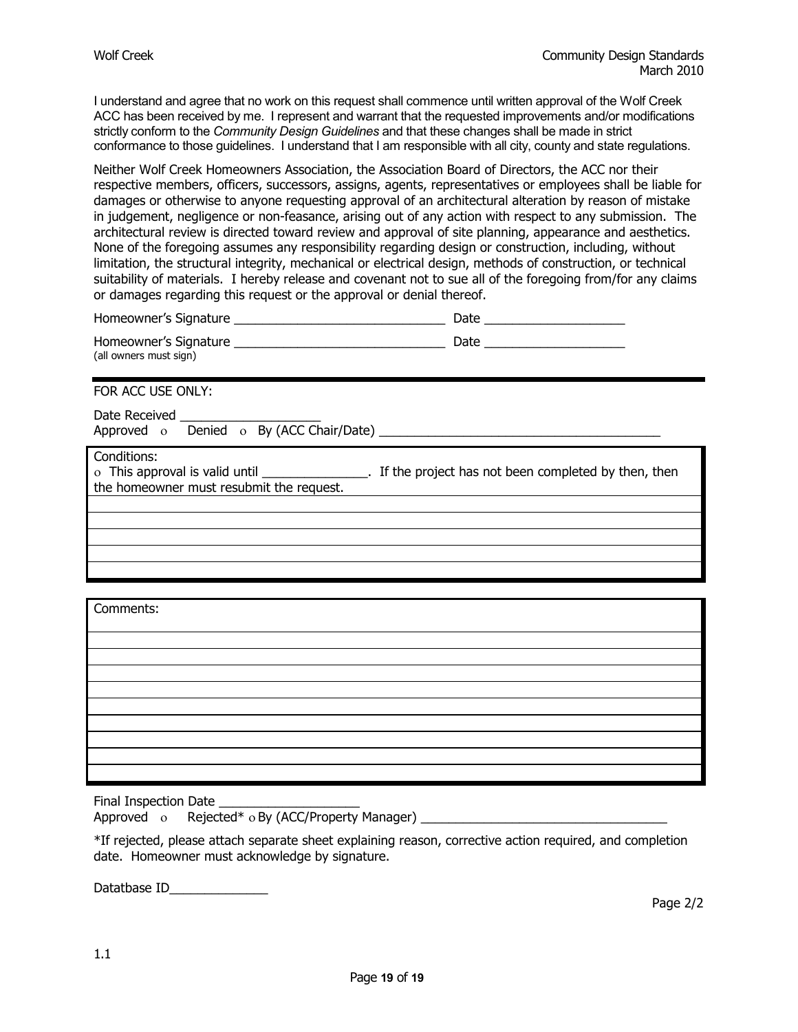I understand and agree that no work on this request shall commence until written approval of the Wolf Creek ACC has been received by me. I represent and warrant that the requested improvements and/or modifications strictly conform to the *Community Design Guidelines* and that these changes shall be made in strict conformance to those guidelines. I understand that I am responsible with all city, county and state regulations.

Neither Wolf Creek Homeowners Association, the Association Board of Directors, the ACC nor their respective members, officers, successors, assigns, agents, representatives or employees shall be liable for damages or otherwise to anyone requesting approval of an architectural alteration by reason of mistake in judgement, negligence or non-feasance, arising out of any action with respect to any submission. The architectural review is directed toward review and approval of site planning, appearance and aesthetics. None of the foregoing assumes any responsibility regarding design or construction, including, without limitation, the structural integrity, mechanical or electrical design, methods of construction, or technical suitability of materials. I hereby release and covenant not to sue all of the foregoing from/for any claims or damages regarding this request or the approval or denial thereof.

Homeowner's Signature ______________________________ Date ____________________

Homeowner's Signature ______________________________ Date ____________________
(all owners must sign)

---

FOR ACC USE ONLY:

Date Received ___________________
Approved o Denied o By (ACC Chair/Date) ________________________________________

Conditions:
o This approval is valid until _______________. If the project has not been completed by then, then the homeowner must resubmit the request.

Comments:

Final Inspection Date ____________________
Approved o Rejected* o By (ACC/Property Manager) ___________________________________

*If rejected, please attach separate sheet explaining reason, corrective action required, and completion date. Homeowner must acknowledge by signature.

Datatbase ID______________

Page 2/2

1.1